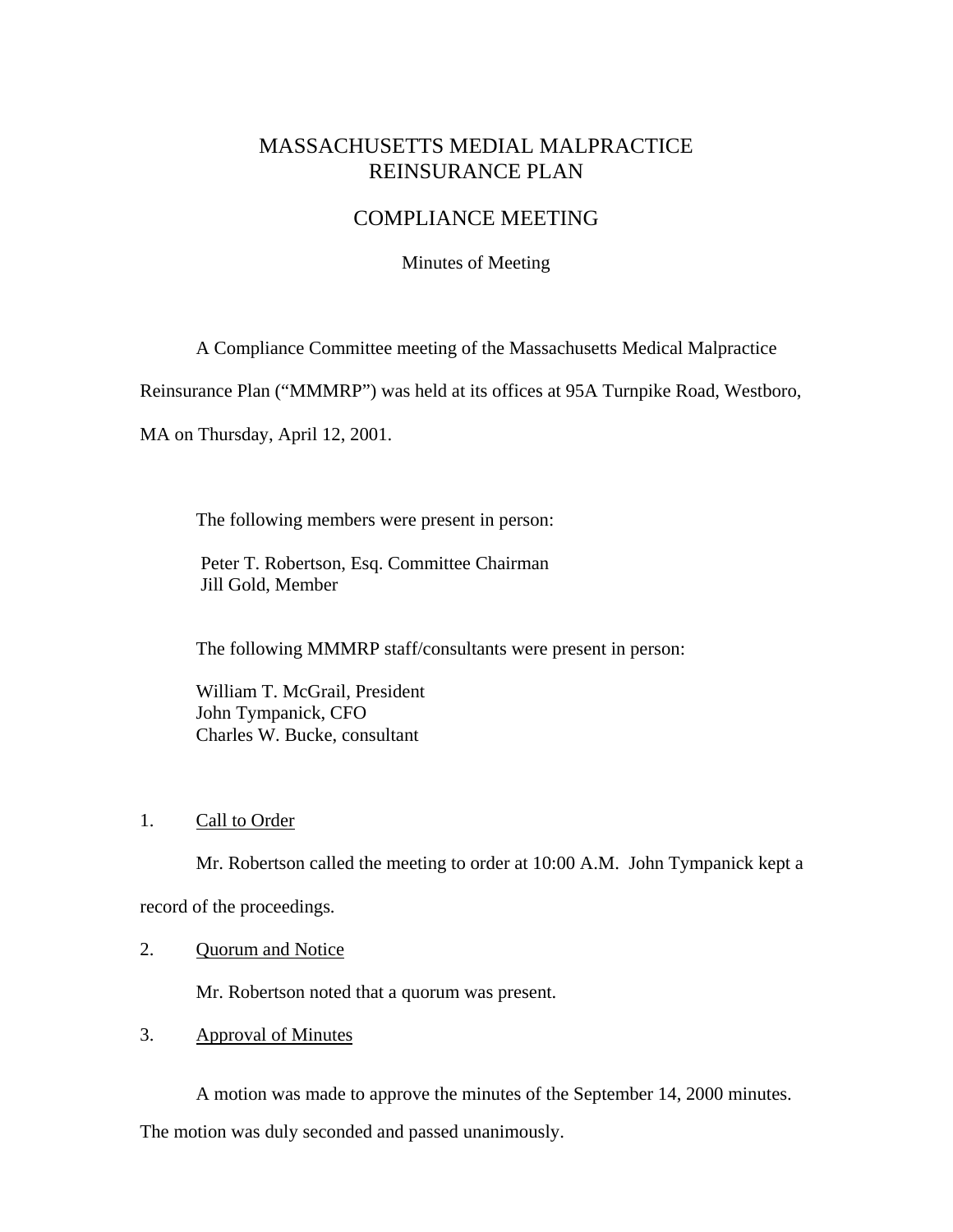# MASSACHUSETTS MEDIAL MALPRACTICE REINSURANCE PLAN

## COMPLIANCE MEETING

Minutes of Meeting

A Compliance Committee meeting of the Massachusetts Medical Malpractice Reinsurance Plan ("MMMRP") was held at its offices at 95A Turnpike Road, Westboro, MA on Thursday, April 12, 2001.

The following members were present in person:

Peter T. Robertson, Esq. Committee Chairman
Jill Gold, Member

The following MMMRP staff/consultants were present in person:

William T. McGrail, President
John Tympanick, CFO
Charles W. Bucke, consultant

1. <u>Call to Order</u>

Mr. Robertson called the meeting to order at 10:00 A.M. John Tympanick kept a record of the proceedings.

2. <u>Quorum and Notice</u>

Mr. Robertson noted that a quorum was present.

3. <u>Approval of Minutes</u>

A motion was made to approve the minutes of the September 14, 2000 minutes. The motion was duly seconded and passed unanimously.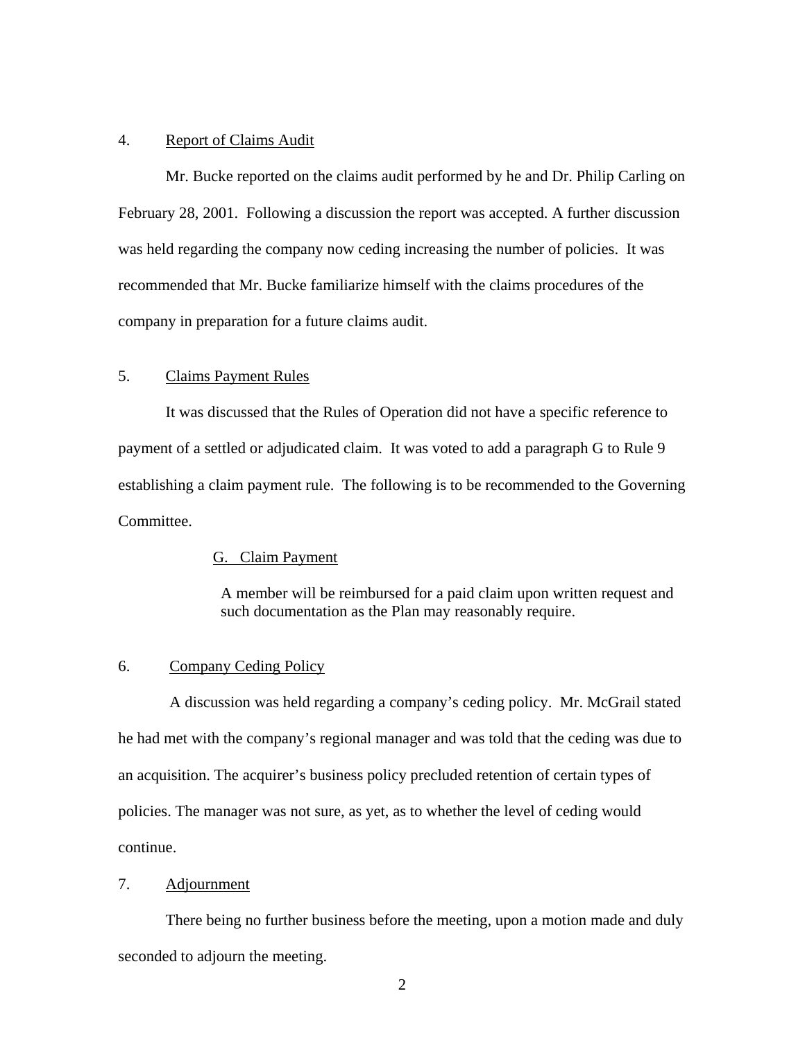4. Report of Claims Audit

Mr. Bucke reported on the claims audit performed by he and Dr. Philip Carling on February 28, 2001. Following a discussion the report was accepted. A further discussion was held regarding the company now ceding increasing the number of policies. It was recommended that Mr. Bucke familiarize himself with the claims procedures of the company in preparation for a future claims audit.

5. Claims Payment Rules

It was discussed that the Rules of Operation did not have a specific reference to payment of a settled or adjudicated claim. It was voted to add a paragraph G to Rule 9 establishing a claim payment rule. The following is to be recommended to the Governing Committee.

> G. Claim Payment
>
> A member will be reimbursed for a paid claim upon written request and such documentation as the Plan may reasonably require.

6. Company Ceding Policy

A discussion was held regarding a company's ceding policy. Mr. McGrail stated he had met with the company's regional manager and was told that the ceding was due to an acquisition. The acquirer's business policy precluded retention of certain types of policies. The manager was not sure, as yet, as to whether the level of ceding would continue.

7. Adjournment

There being no further business before the meeting, upon a motion made and duly seconded to adjourn the meeting.